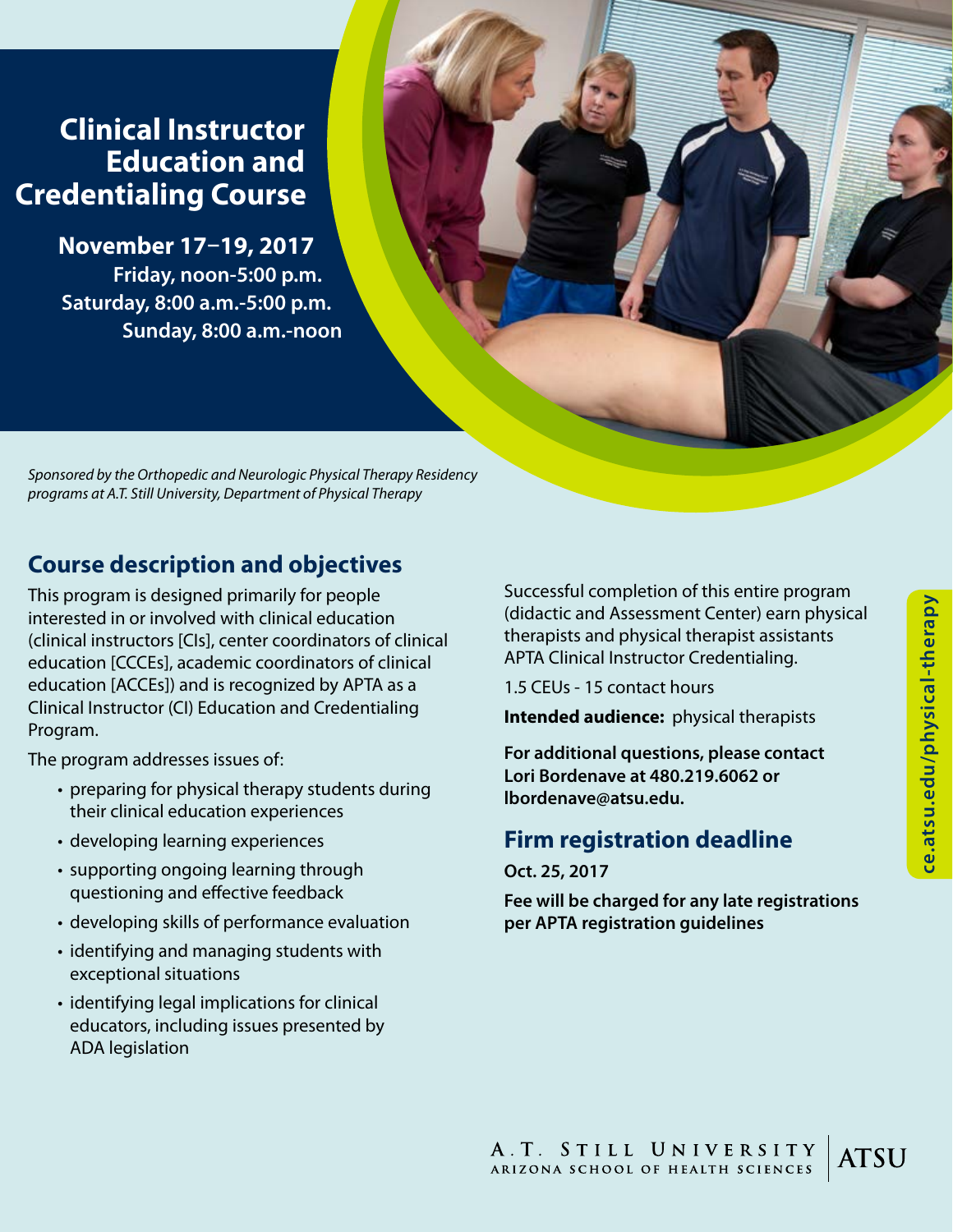# Clinical Instructor Education and Credentialing Course

**November 17–19, 2017**
**Friday, noon-5:00 p.m.**
**Saturday, 8:00 a.m.-5:00 p.m.**
**Sunday, 8:00 a.m.-noon**

*Sponsored by the Orthopedic and Neurologic Physical Therapy Residency programs at A.T. Still University, Department of Physical Therapy*

## Course description and objectives

This program is designed primarily for people interested in or involved with clinical education (clinical instructors [CIs], center coordinators of clinical education [CCCEs], academic coordinators of clinical education [ACCEs]) and is recognized by APTA as a Clinical Instructor (CI) Education and Credentialing Program.

The program addresses issues of:

- preparing for physical therapy students during their clinical education experiences
- developing learning experiences
- supporting ongoing learning through questioning and effective feedback
- developing skills of performance evaluation
- identifying and managing students with exceptional situations
- identifying legal implications for clinical educators, including issues presented by ADA legislation

Successful completion of this entire program (didactic and Assessment Center) earn physical therapists and physical therapist assistants APTA Clinical Instructor Credentialing.

1.5 CEUs - 15 contact hours

**Intended audience:** physical therapists

**For additional questions, please contact Lori Bordenave at 480.219.6062 or lbordenave@atsu.edu.**

## Firm registration deadline

**Oct. 25, 2017**

**Fee will be charged for any late registrations per APTA registration guidelines**

**ce.atsu.edu/physical-therapy**

A.T. STILL UNIVERSITY
ARIZONA SCHOOL OF HEALTH SCIENCES
ATSU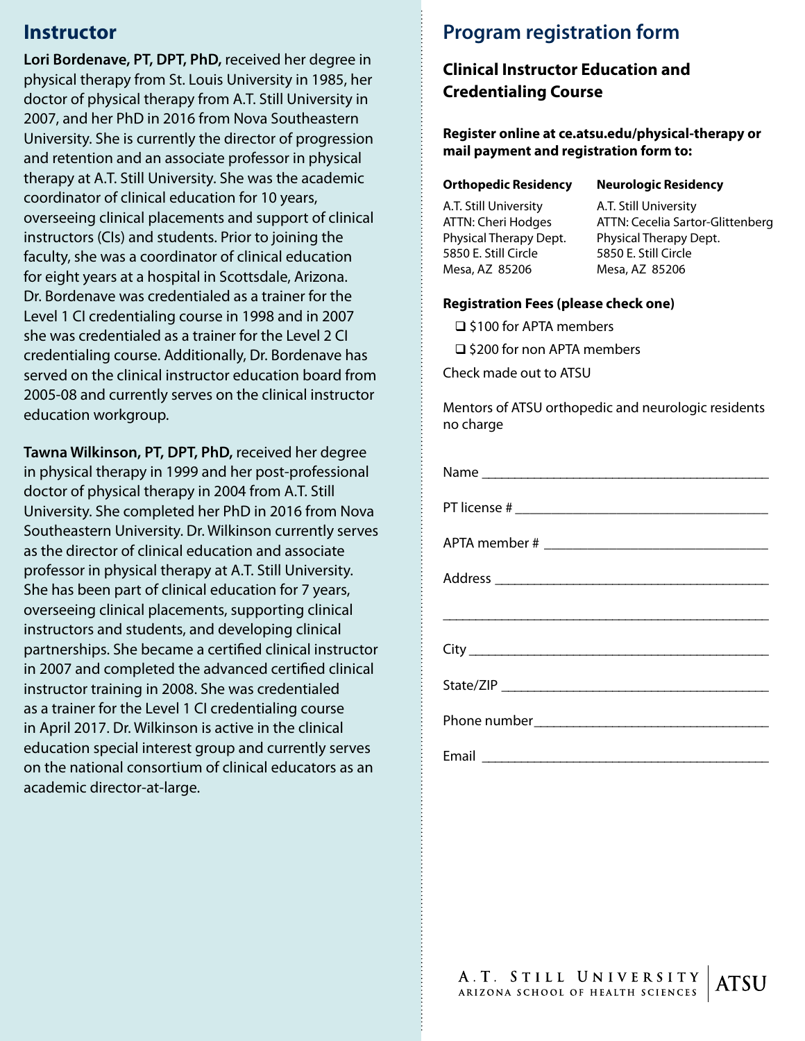## Instructor

**Lori Bordenave, PT, DPT, PhD,** received her degree in physical therapy from St. Louis University in 1985, her doctor of physical therapy from A.T. Still University in 2007, and her PhD in 2016 from Nova Southeastern University. She is currently the director of progression and retention and an associate professor in physical therapy at A.T. Still University. She was the academic coordinator of clinical education for 10 years, overseeing clinical placements and support of clinical instructors (CIs) and students. Prior to joining the faculty, she was a coordinator of clinical education for eight years at a hospital in Scottsdale, Arizona. Dr. Bordenave was credentialed as a trainer for the Level 1 CI credentialing course in 1998 and in 2007 she was credentialed as a trainer for the Level 2 CI credentialing course. Additionally, Dr. Bordenave has served on the clinical instructor education board from 2005-08 and currently serves on the clinical instructor education workgroup.

**Tawna Wilkinson, PT, DPT, PhD,** received her degree in physical therapy in 1999 and her post-professional doctor of physical therapy in 2004 from A.T. Still University. She completed her PhD in 2016 from Nova Southeastern University. Dr. Wilkinson currently serves as the director of clinical education and associate professor in physical therapy at A.T. Still University. She has been part of clinical education for 7 years, overseeing clinical placements, supporting clinical instructors and students, and developing clinical partnerships. She became a certified clinical instructor in 2007 and completed the advanced certified clinical instructor training in 2008. She was credentialed as a trainer for the Level 1 CI credentialing course in April 2017. Dr. Wilkinson is active in the clinical education special interest group and currently serves on the national consortium of clinical educators as an academic director-at-large.

## Program registration form

### Clinical Instructor Education and Credentialing Course

**Register online at ce.atsu.edu/physical-therapy or mail payment and registration form to:**

**Orthopedic Residency**

A.T. Still University
ATTN: Cheri Hodges
Physical Therapy Dept.
5850 E. Still Circle
Mesa, AZ 85206

**Neurologic Residency**

A.T. Still University
ATTN: Cecelia Sartor-Glittenberg
Physical Therapy Dept.
5850 E. Still Circle
Mesa, AZ 85206

**Registration Fees (please check one)**

- ❑ $100 for APTA members
- ❑ $200 for non APTA members

Check made out to ATSU

Mentors of ATSU orthopedic and neurologic residents no charge

Name ________________________________________

PT license # ___________________________________

APTA member # ________________________________

Address ______________________________________

_____________________________________________

City _________________________________________

State/ZIP _____________________________________

Phone number__________________________________

Email ________________________________________

A.T. Still University
Arizona School of Health Sciences
ATSU